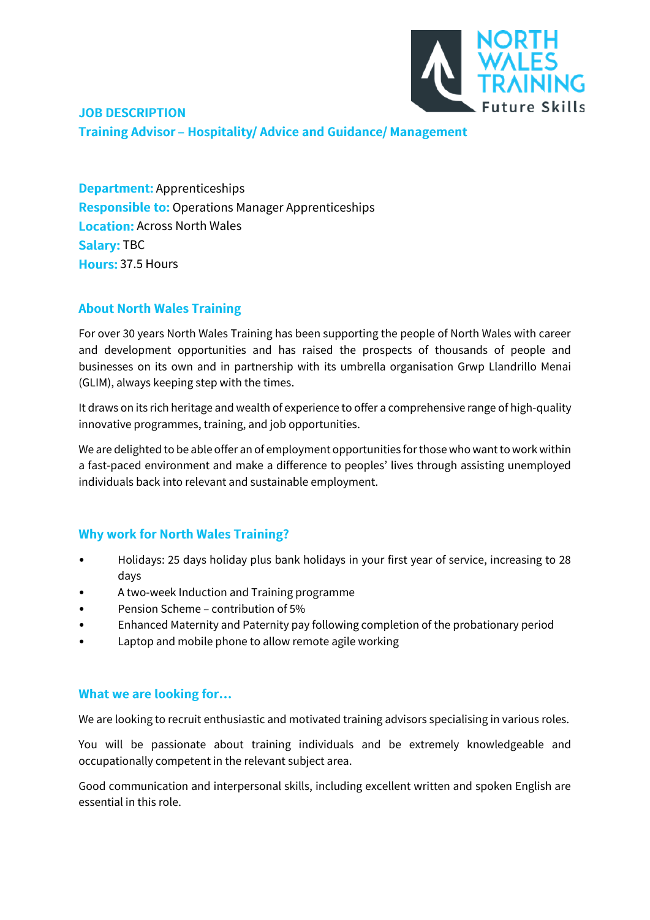# JOB DESCRIPTION

## Training Advisor – Hospitality/ Advice and Guidance/ Management

**Department:** Apprenticeships
**Responsible to:** Operations Manager Apprenticeships
**Location:** Across North Wales
**Salary:** TBC
**Hours:** 37.5 Hours

## About North Wales Training

For over 30 years North Wales Training has been supporting the people of North Wales with career and development opportunities and has raised the prospects of thousands of people and businesses on its own and in partnership with its umbrella organisation Grwp Llandrillo Menai (GLIM), always keeping step with the times.

It draws on its rich heritage and wealth of experience to offer a comprehensive range of high-quality innovative programmes, training, and job opportunities.

We are delighted to be able offer an of employment opportunities for those who want to work within a fast-paced environment and make a difference to peoples' lives through assisting unemployed individuals back into relevant and sustainable employment.

## Why work for North Wales Training?

- Holidays: 25 days holiday plus bank holidays in your first year of service, increasing to 28 days
- A two-week Induction and Training programme
- Pension Scheme – contribution of 5%
- Enhanced Maternity and Paternity pay following completion of the probationary period
- Laptop and mobile phone to allow remote agile working

## What we are looking for…

We are looking to recruit enthusiastic and motivated training advisors specialising in various roles.

You will be passionate about training individuals and be extremely knowledgeable and occupationally competent in the relevant subject area.

Good communication and interpersonal skills, including excellent written and spoken English are essential in this role.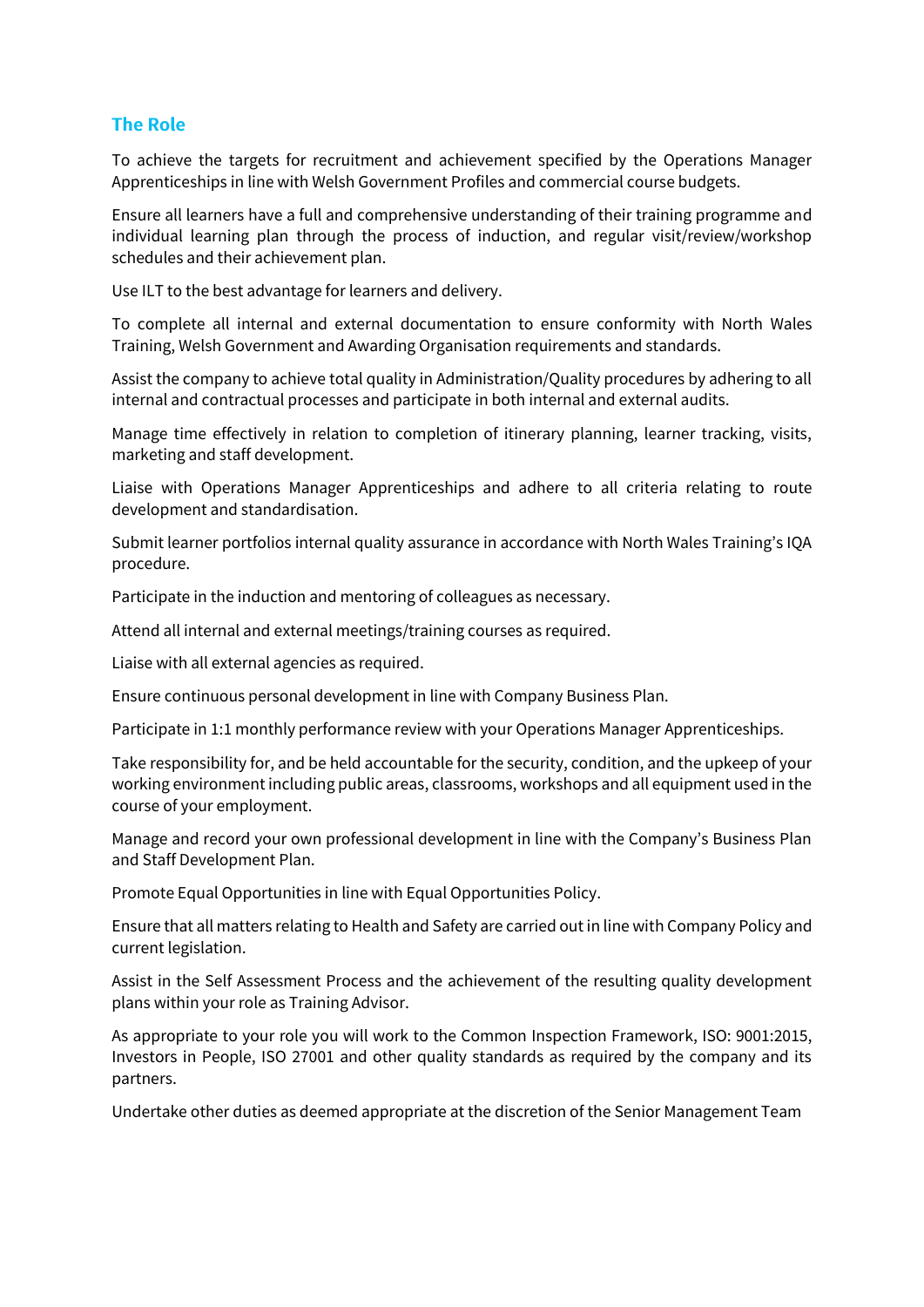## The Role

To achieve the targets for recruitment and achievement specified by the Operations Manager Apprenticeships in line with Welsh Government Profiles and commercial course budgets.

Ensure all learners have a full and comprehensive understanding of their training programme and individual learning plan through the process of induction, and regular visit/review/workshop schedules and their achievement plan.

Use ILT to the best advantage for learners and delivery.

To complete all internal and external documentation to ensure conformity with North Wales Training, Welsh Government and Awarding Organisation requirements and standards.

Assist the company to achieve total quality in Administration/Quality procedures by adhering to all internal and contractual processes and participate in both internal and external audits.

Manage time effectively in relation to completion of itinerary planning, learner tracking, visits, marketing and staff development.

Liaise with Operations Manager Apprenticeships and adhere to all criteria relating to route development and standardisation.

Submit learner portfolios internal quality assurance in accordance with North Wales Training's IQA procedure.

Participate in the induction and mentoring of colleagues as necessary.

Attend all internal and external meetings/training courses as required.

Liaise with all external agencies as required.

Ensure continuous personal development in line with Company Business Plan.

Participate in 1:1 monthly performance review with your Operations Manager Apprenticeships.

Take responsibility for, and be held accountable for the security, condition, and the upkeep of your working environment including public areas, classrooms, workshops and all equipment used in the course of your employment.

Manage and record your own professional development in line with the Company's Business Plan and Staff Development Plan.

Promote Equal Opportunities in line with Equal Opportunities Policy.

Ensure that all matters relating to Health and Safety are carried out in line with Company Policy and current legislation.

Assist in the Self Assessment Process and the achievement of the resulting quality development plans within your role as Training Advisor.

As appropriate to your role you will work to the Common Inspection Framework, ISO: 9001:2015, Investors in People, ISO 27001 and other quality standards as required by the company and its partners.

Undertake other duties as deemed appropriate at the discretion of the Senior Management Team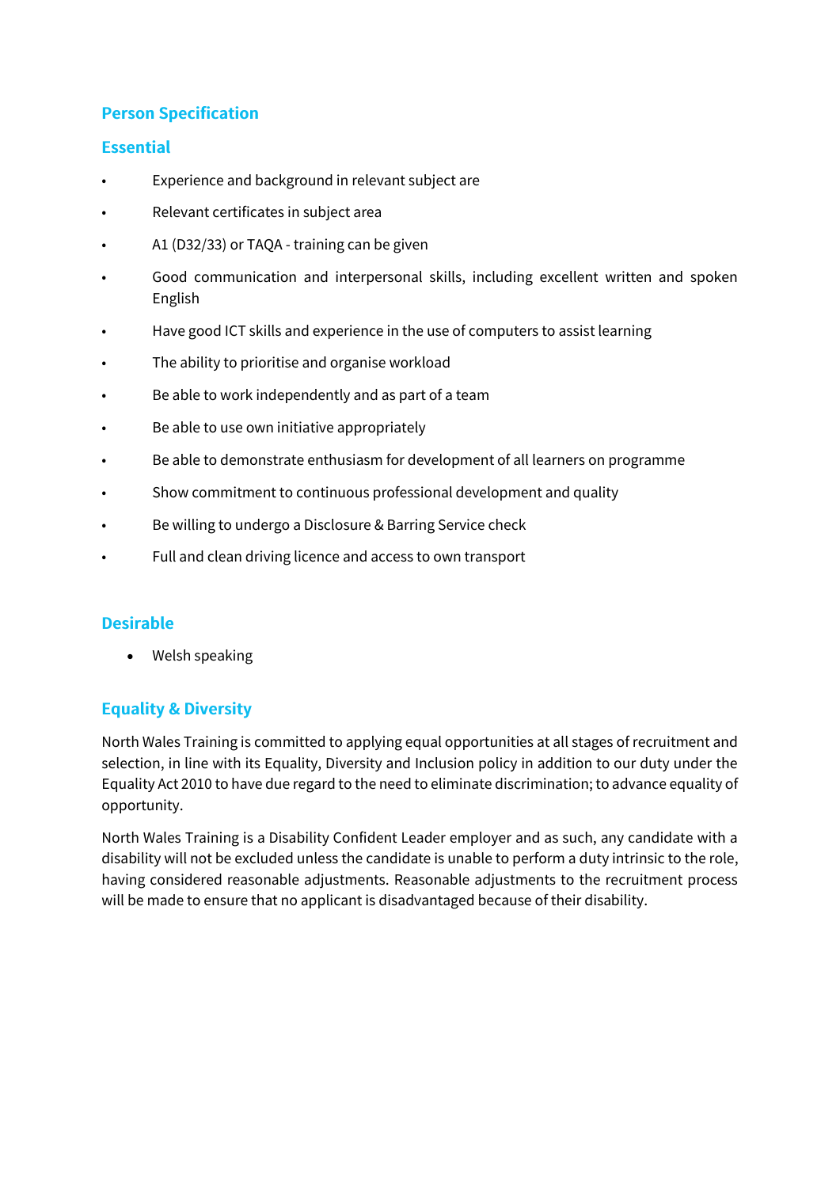## Person Specification

### Essential

- Experience and background in relevant subject are
- Relevant certificates in subject area
- A1 (D32/33) or TAQA - training can be given
- Good communication and interpersonal skills, including excellent written and spoken English
- Have good ICT skills and experience in the use of computers to assist learning
- The ability to prioritise and organise workload
- Be able to work independently and as part of a team
- Be able to use own initiative appropriately
- Be able to demonstrate enthusiasm for development of all learners on programme
- Show commitment to continuous professional development and quality
- Be willing to undergo a Disclosure & Barring Service check
- Full and clean driving licence and access to own transport

### Desirable

- Welsh speaking

### Equality & Diversity

North Wales Training is committed to applying equal opportunities at all stages of recruitment and selection, in line with its Equality, Diversity and Inclusion policy in addition to our duty under the Equality Act 2010 to have due regard to the need to eliminate discrimination; to advance equality of opportunity.

North Wales Training is a Disability Confident Leader employer and as such, any candidate with a disability will not be excluded unless the candidate is unable to perform a duty intrinsic to the role, having considered reasonable adjustments. Reasonable adjustments to the recruitment process will be made to ensure that no applicant is disadvantaged because of their disability.